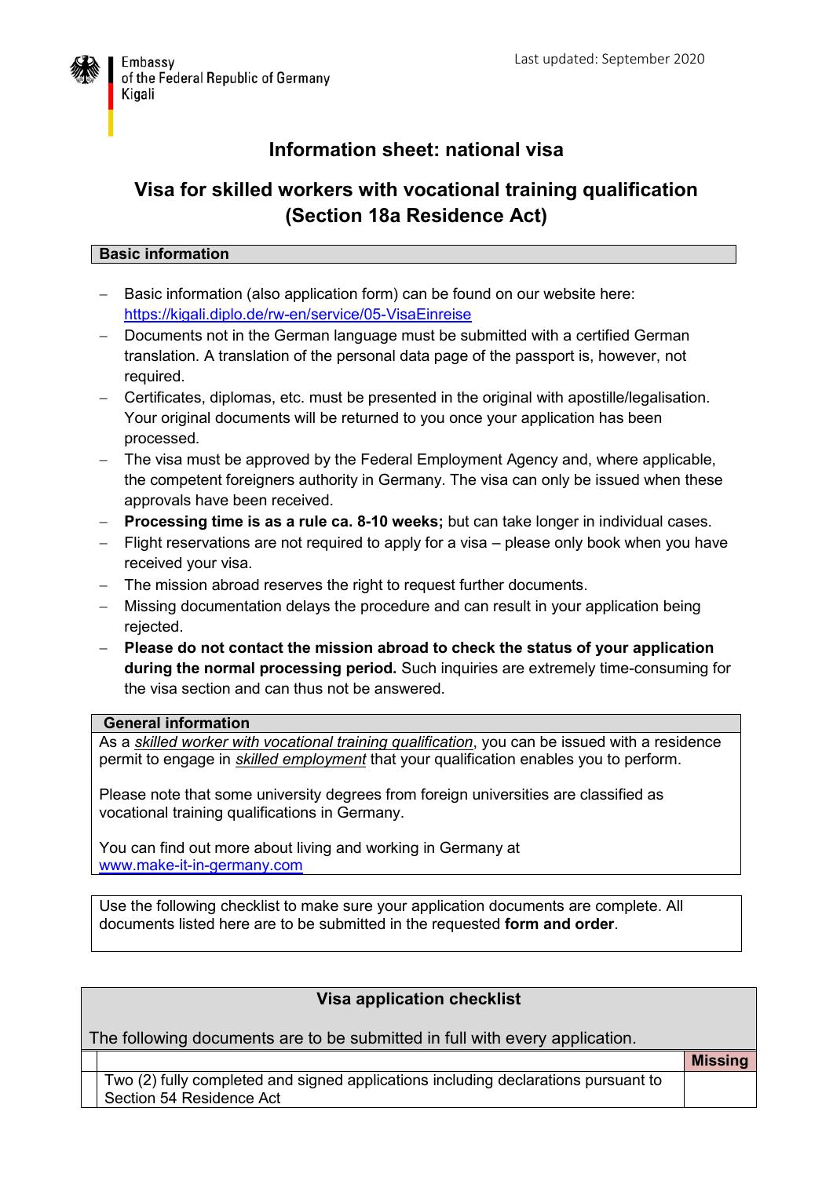Embassy
of the Federal Republic of Germany
Kigali

Last updated: September 2020

# Information sheet: national visa

## Visa for skilled workers with vocational training qualification (Section 18a Residence Act)

**Basic information**

- Basic information (also application form) can be found on our website here: https://kigali.diplo.de/rw-en/service/05-VisaEinreise
- Documents not in the German language must be submitted with a certified German translation. A translation of the personal data page of the passport is, however, not required.
- Certificates, diplomas, etc. must be presented in the original with apostille/legalisation. Your original documents will be returned to you once your application has been processed.
- The visa must be approved by the Federal Employment Agency and, where applicable, the competent foreigners authority in Germany. The visa can only be issued when these approvals have been received.
- **Processing time is as a rule ca. 8-10 weeks;** but can take longer in individual cases.
- Flight reservations are not required to apply for a visa – please only book when you have received your visa.
- The mission abroad reserves the right to request further documents.
- Missing documentation delays the procedure and can result in your application being rejected.
- **Please do not contact the mission abroad to check the status of your application during the normal processing period.** Such inquiries are extremely time-consuming for the visa section and can thus not be answered.

**General information**

As a *skilled worker with vocational training qualification*, you can be issued with a residence permit to engage in *skilled employment* that your qualification enables you to perform.

Please note that some university degrees from foreign universities are classified as vocational training qualifications in Germany.

You can find out more about living and working in Germany at www.make-it-in-germany.com

Use the following checklist to make sure your application documents are complete. All documents listed here are to be submitted in the requested **form and order**.

**Visa application checklist**

The following documents are to be submitted in full with every application.

| | | **Missing** |
|---|---|---|
| | Two (2) fully completed and signed applications including declarations pursuant to Section 54 Residence Act | |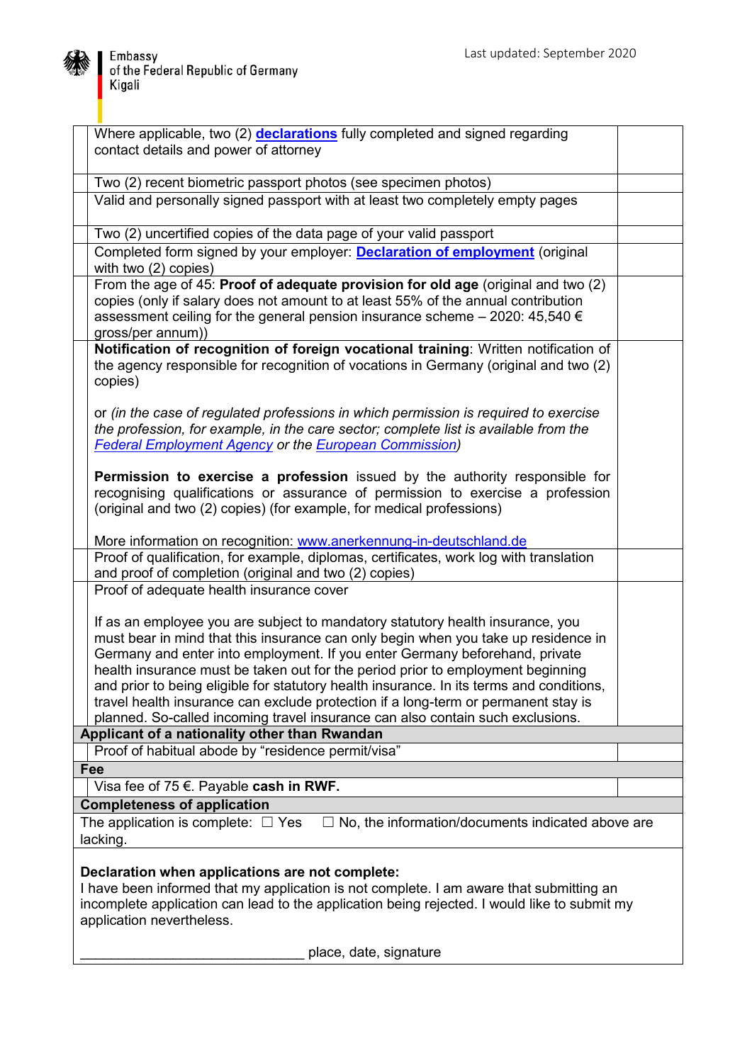| | | |
|---|---|---|
| | Where applicable, two (2) **declarations** fully completed and signed regarding contact details and power of attorney | |
| | Two (2) recent biometric passport photos (see specimen photos) | |
| | Valid and personally signed passport with at least two completely empty pages | |
| | Two (2) uncertified copies of the data page of your valid passport | |
| | Completed form signed by your employer: **Declaration of employment** (original with two (2) copies) | |
| | From the age of 45: **Proof of adequate provision for old age** (original and two (2) copies (only if salary does not amount to at least 55% of the annual contribution assessment ceiling for the general pension insurance scheme – 2020: 45,540 € gross/per annum)) | |
| | **Notification of recognition of foreign vocational training**: Written notification of the agency responsible for recognition of vocations in Germany (original and two (2) copies)<br><br>or *(in the case of regulated professions in which permission is required to exercise the profession, for example, in the care sector; complete list is available from the Federal Employment Agency or the European Commission)*<br><br>**Permission to exercise a profession** issued by the authority responsible for recognising qualifications or assurance of permission to exercise a profession (original and two (2) copies) (for example, for medical professions)<br><br>More information on recognition: www.anerkennung-in-deutschland.de | |
| | Proof of qualification, for example, diplomas, certificates, work log with translation and proof of completion (original and two (2) copies) | |
| | Proof of adequate health insurance cover<br><br>If as an employee you are subject to mandatory statutory health insurance, you must bear in mind that this insurance can only begin when you take up residence in Germany and enter into employment. If you enter Germany beforehand, private health insurance must be taken out for the period prior to employment beginning and prior to being eligible for statutory health insurance. In its terms and conditions, travel health insurance can exclude protection if a long-term or permanent stay is planned. So-called incoming travel insurance can also contain such exclusions. | |
| **Applicant of a nationality other than Rwandan** | | |
| | Proof of habitual abode by "residence permit/visa" | |
| **Fee** | | |
| | Visa fee of 75 €. Payable **cash in RWF.** | |
| **Completeness of application** | | |
| The application is complete: ☐ Yes ☐ No, the information/documents indicated above are lacking. | | |

**Declaration when applications are not complete:**

I have been informed that my application is not complete. I am aware that submitting an incomplete application can lead to the application being rejected. I would like to submit my application nevertheless.

______________________________ place, date, signature